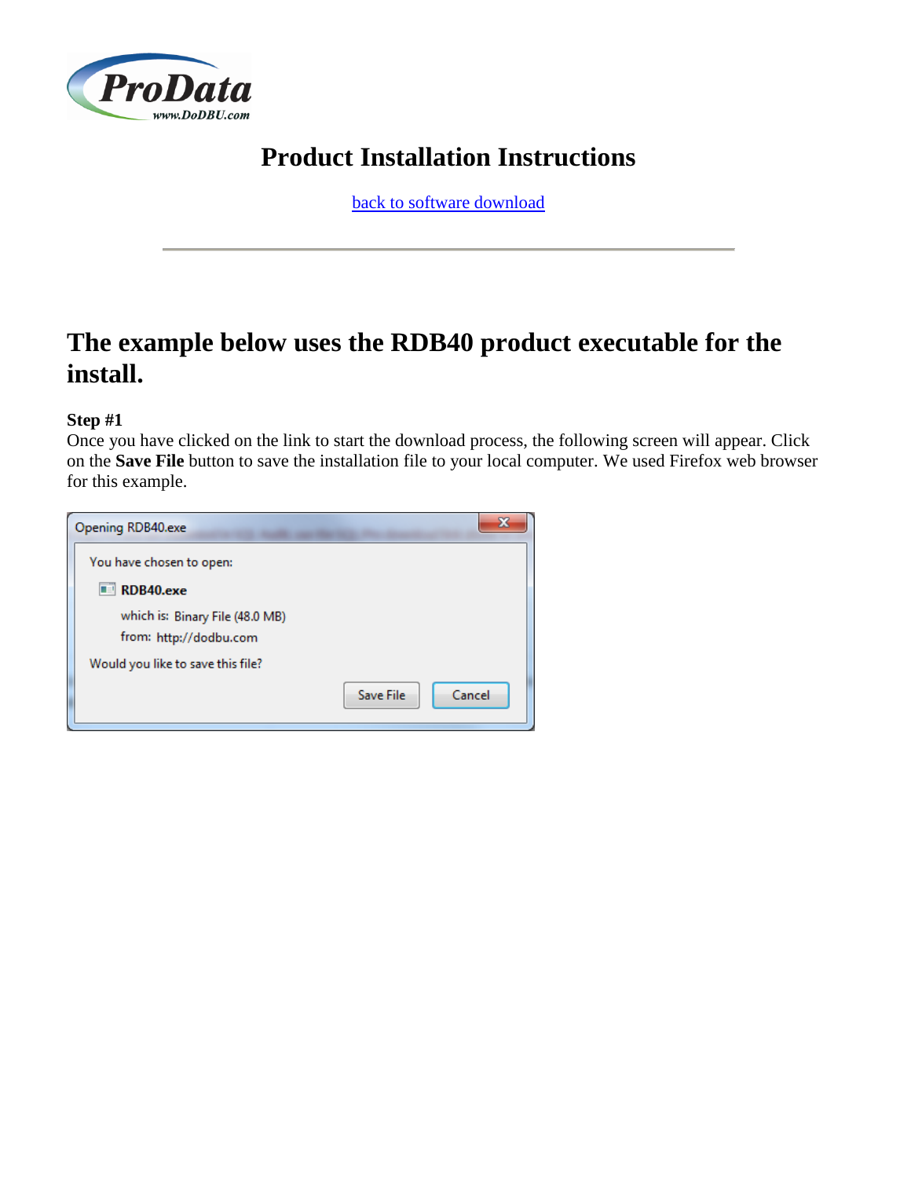# Product Installation Instructions

back to software download

---

## The example below uses the RDB40 product executable for the install.

**Step #1**

Once you have clicked on the link to start the download process, the following screen will appear. Click on the **Save File** button to save the installation file to your local computer. We used Firefox web browser for this example.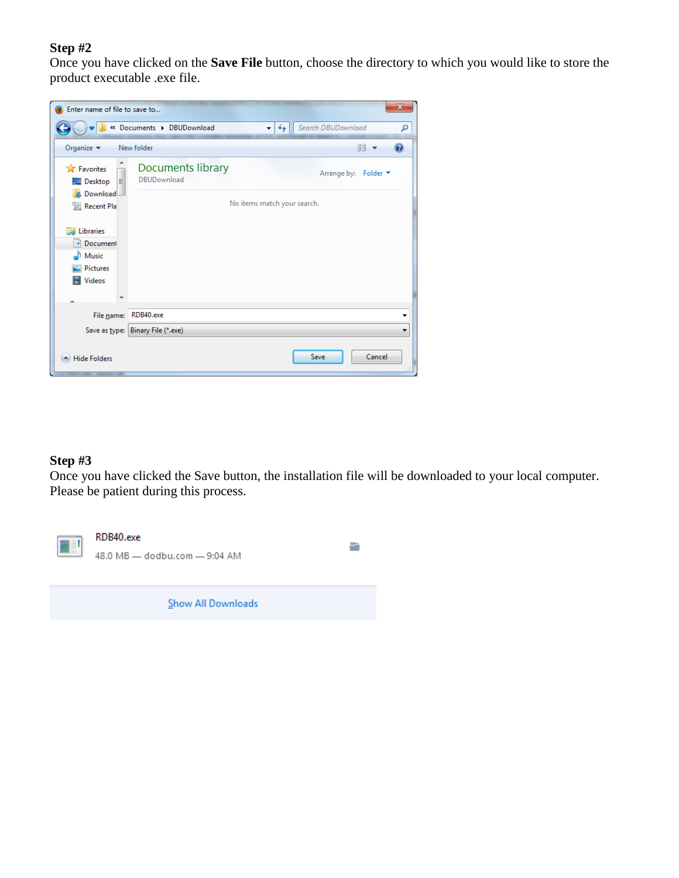**Step #2**

Once you have clicked on the **Save File** button, choose the directory to which you would like to store the product executable .exe file.

**Step #3**

Once you have clicked the Save button, the installation file will be downloaded to your local computer. Please be patient during this process.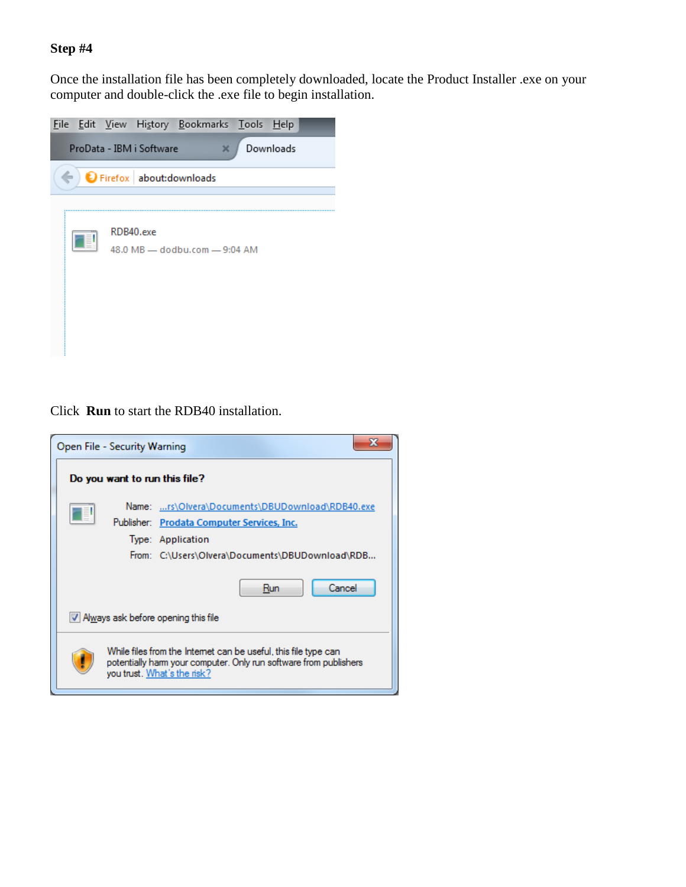**Step #4**

Once the installation file has been completely downloaded, locate the Product Installer .exe on your computer and double-click the .exe file to begin installation.

Click **Run** to start the RDB40 installation.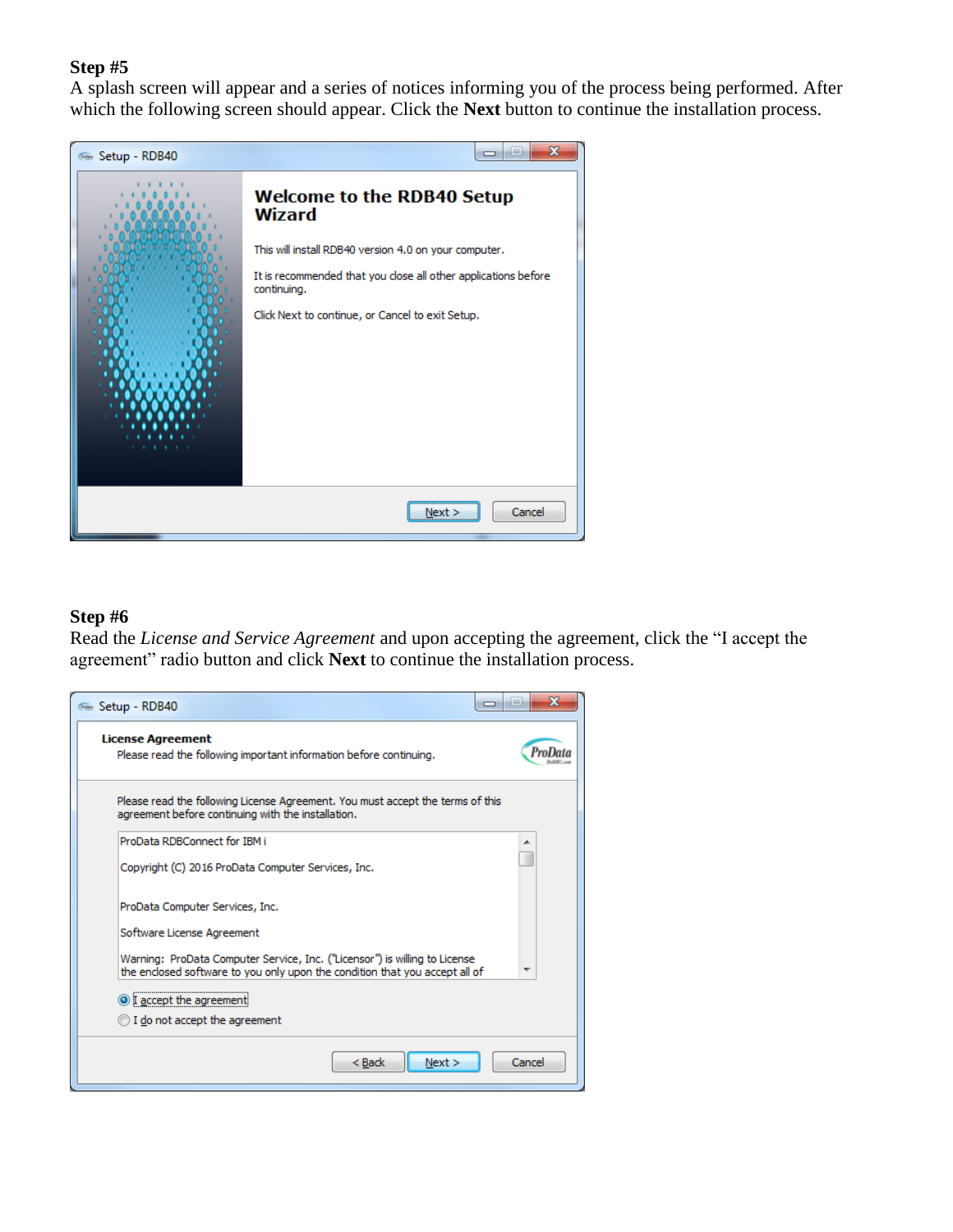**Step #5**

A splash screen will appear and a series of notices informing you of the process being performed. After which the following screen should appear. Click the **Next** button to continue the installation process.

**Step #6**

Read the *License and Service Agreement* and upon accepting the agreement, click the "I accept the agreement" radio button and click **Next** to continue the installation process.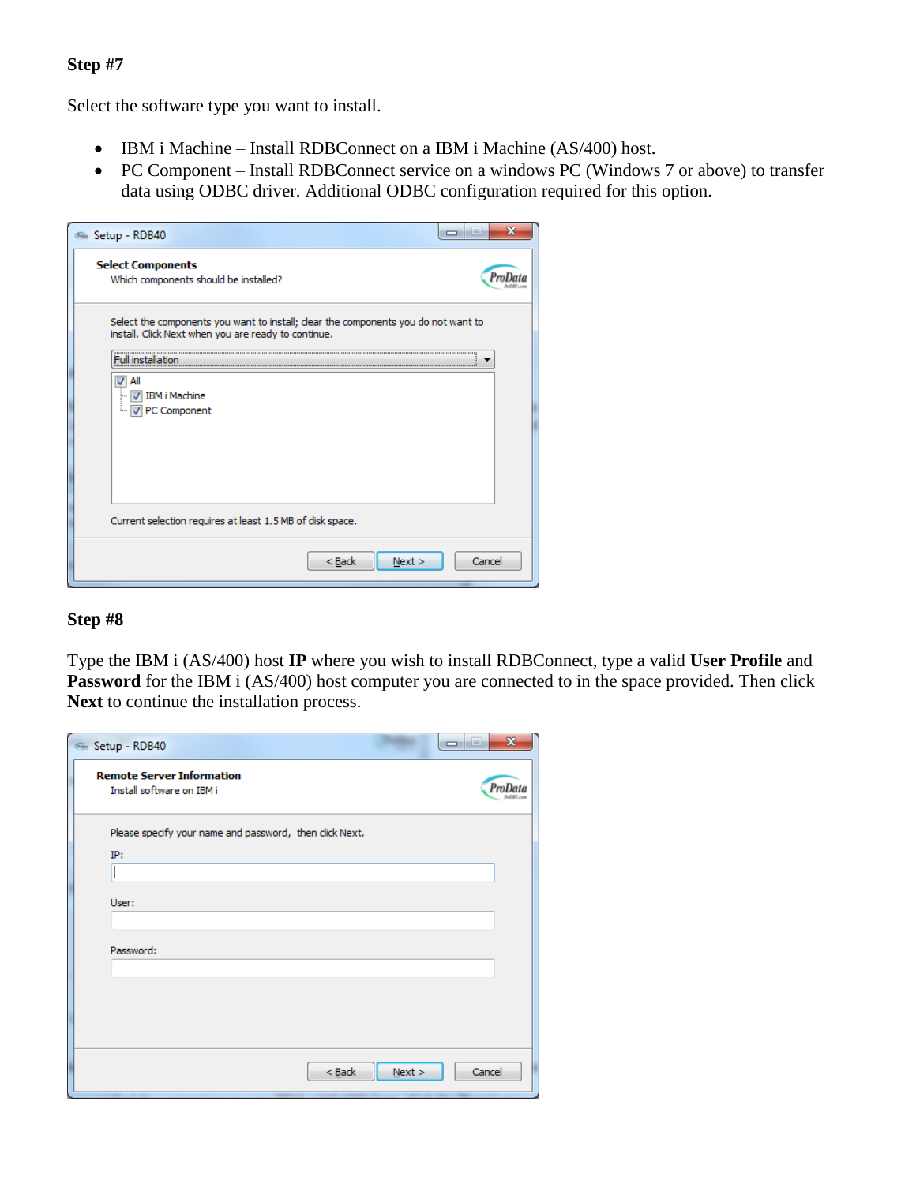**Step #7**

Select the software type you want to install.

- IBM i Machine – Install RDBConnect on a IBM i Machine (AS/400) host.
- PC Component – Install RDBConnect service on a windows PC (Windows 7 or above) to transfer data using ODBC driver. Additional ODBC configuration required for this option.

**Step #8**

Type the IBM i (AS/400) host **IP** where you wish to install RDBConnect, type a valid **User Profile** and **Password** for the IBM i (AS/400) host computer you are connected to in the space provided. Then click **Next** to continue the installation process.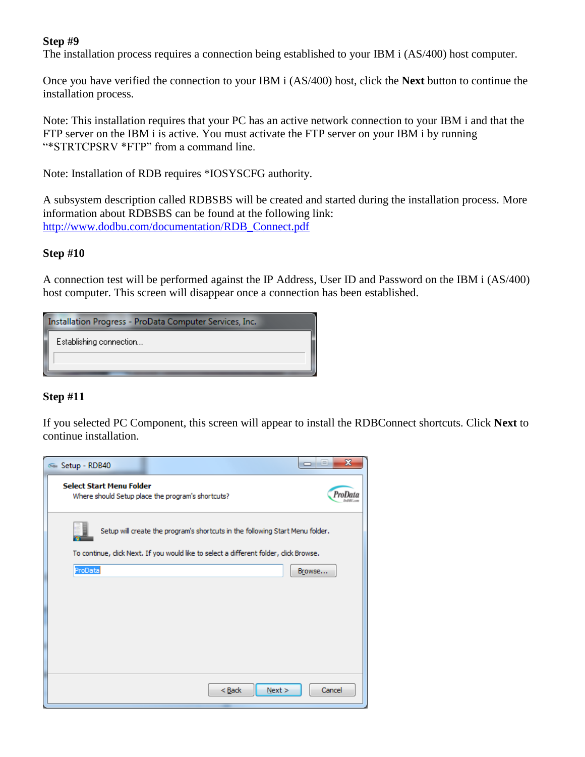**Step #9**

The installation process requires a connection being established to your IBM i (AS/400) host computer.

Once you have verified the connection to your IBM i (AS/400) host, click the **Next** button to continue the installation process.

Note: This installation requires that your PC has an active network connection to your IBM i and that the FTP server on the IBM i is active. You must activate the FTP server on your IBM i by running "*STRTCPSRV *FTP" from a command line.

Note: Installation of RDB requires *IOSYSCFG authority.

A subsystem description called RDBSBS will be created and started during the installation process. More information about RDBSBS can be found at the following link:
http://www.dodbu.com/documentation/RDB_Connect.pdf

**Step #10**

A connection test will be performed against the IP Address, User ID and Password on the IBM i (AS/400) host computer. This screen will disappear once a connection has been established.

**Step #11**

If you selected PC Component, this screen will appear to install the RDBConnect shortcuts. Click **Next** to continue installation.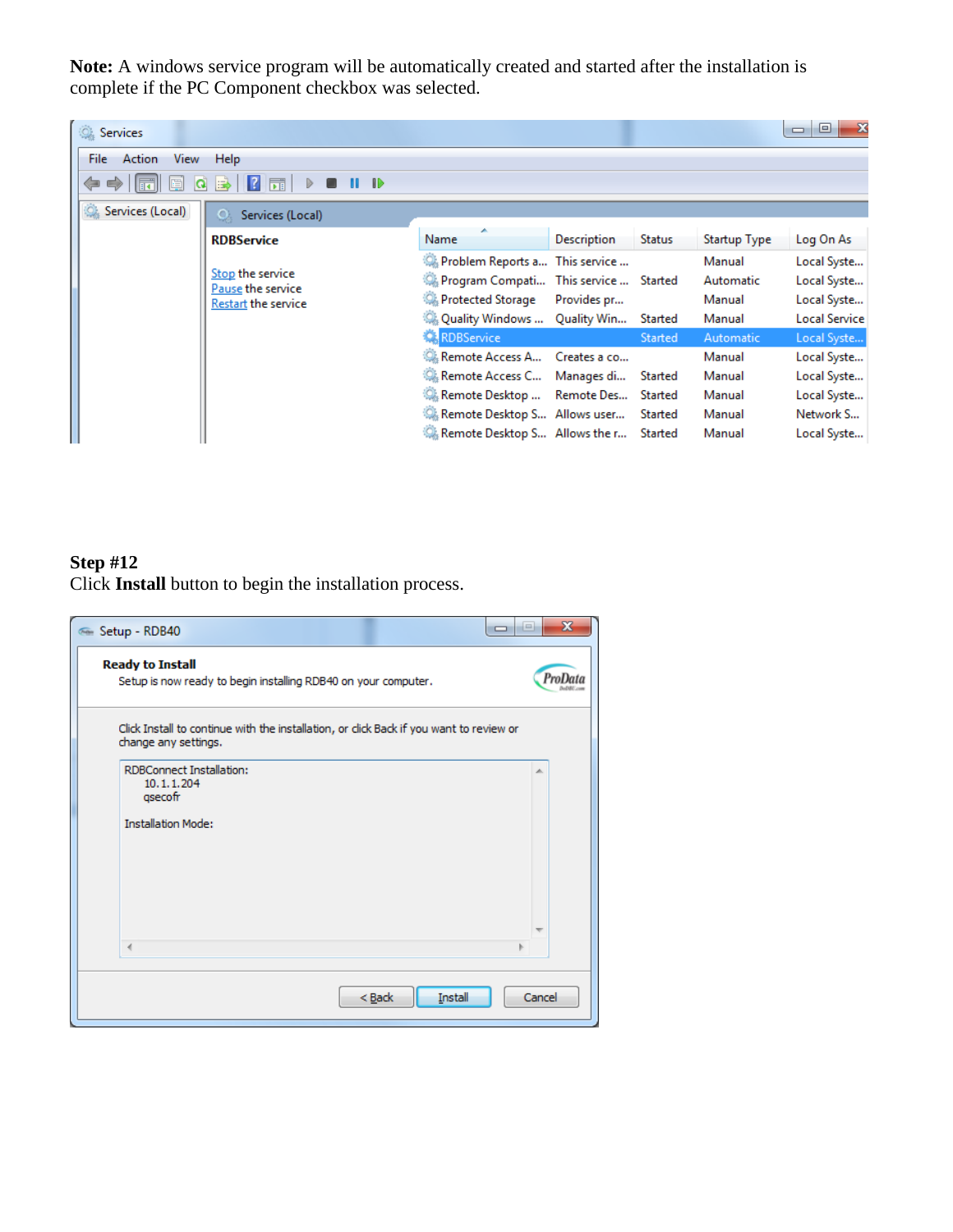**Note:** A windows service program will be automatically created and started after the installation is complete if the PC Component checkbox was selected.

**Step #12**
Click **Install** button to begin the installation process.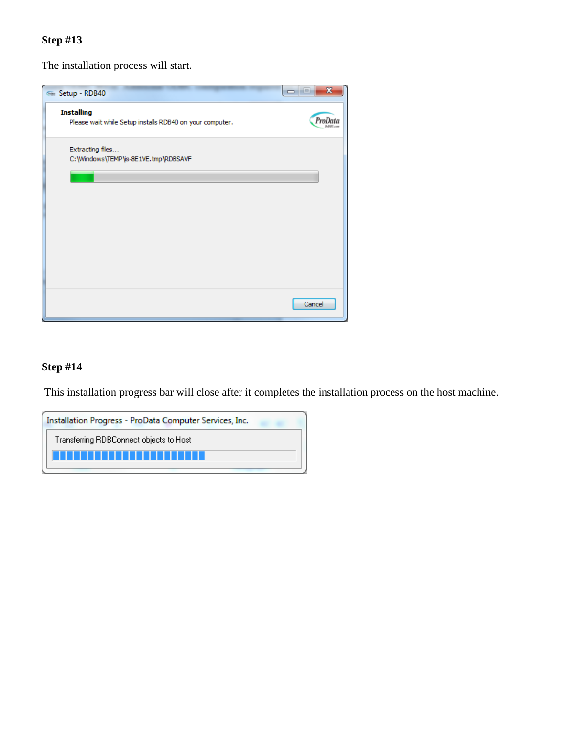**Step #13**

The installation process will start.

**Step #14**

This installation progress bar will close after it completes the installation process on the host machine.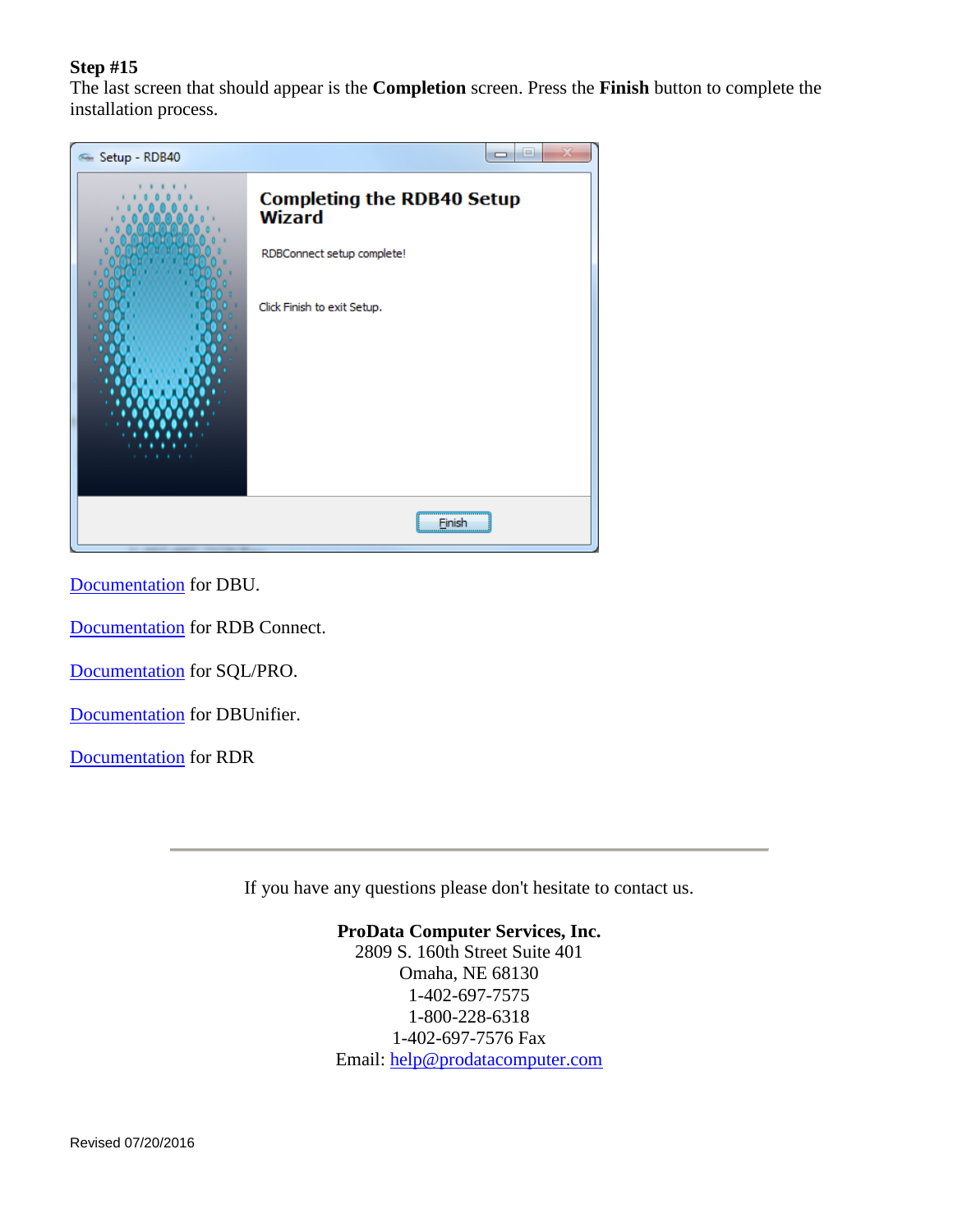**Step #15**
The last screen that should appear is the **Completion** screen. Press the **Finish** button to complete the installation process.

Documentation for DBU.

Documentation for RDB Connect.

Documentation for SQL/PRO.

Documentation for DBUnifier.

Documentation for RDR

---

If you have any questions please don't hesitate to contact us.

**ProData Computer Services, Inc.**
2809 S. 160th Street Suite 401
Omaha, NE 68130
1-402-697-7575
1-800-228-6318
1-402-697-7576 Fax
Email: help@prodatacomputer.com

Revised 07/20/2016